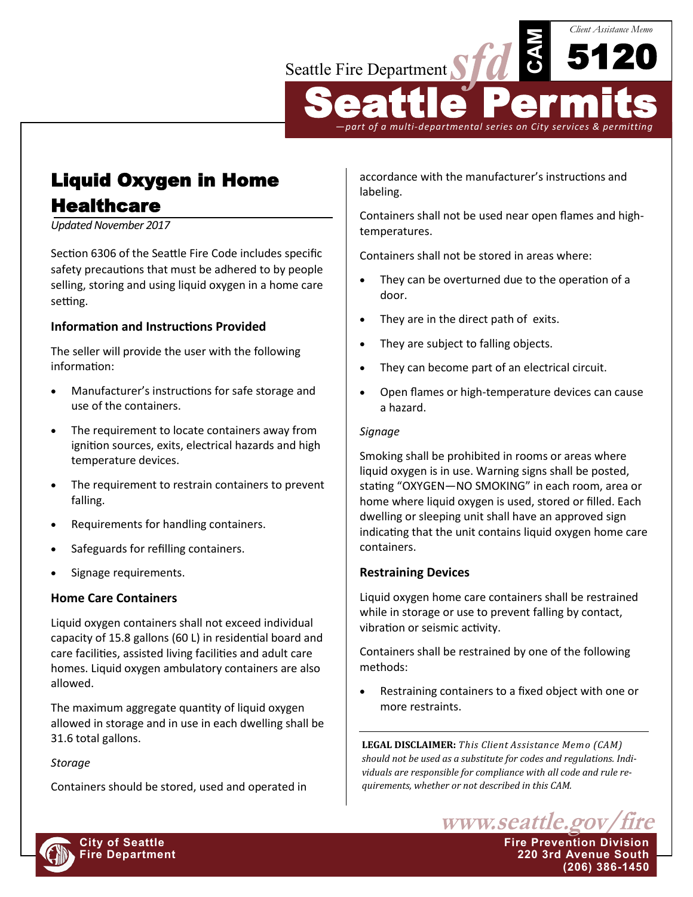Seattle Fire Department

Client Assistance Memo

CAM 5120

# Seattle Permits

*—part of a multi-departmental series on City services & permitting*

## Liquid Oxygen in Home Healthcare

*Updated November 2017*

Section 6306 of the Seattle Fire Code includes specific safety precautions that must be adhered to by people selling, storing and using liquid oxygen in a home care setting.

### Information and Instructions Provided

The seller will provide the user with the following information:

- Manufacturer's instructions for safe storage and use of the containers.
- The requirement to locate containers away from ignition sources, exits, electrical hazards and high temperature devices.
- The requirement to restrain containers to prevent falling.
- Requirements for handling containers.
- Safeguards for refilling containers.
- Signage requirements.

### Home Care Containers

Liquid oxygen containers shall not exceed individual capacity of 15.8 gallons (60 L) in residential board and care facilities, assisted living facilities and adult care homes. Liquid oxygen ambulatory containers are also allowed.

The maximum aggregate quantity of liquid oxygen allowed in storage and in use in each dwelling shall be 31.6 total gallons.

*Storage*

Containers should be stored, used and operated in accordance with the manufacturer's instructions and labeling.

Containers shall not be used near open flames and high-temperatures.

Containers shall not be stored in areas where:

- They can be overturned due to the operation of a door.
- They are in the direct path of exits.
- They are subject to falling objects.
- They can become part of an electrical circuit.
- Open flames or high-temperature devices can cause a hazard.

*Signage*

Smoking shall be prohibited in rooms or areas where liquid oxygen is in use. Warning signs shall be posted, stating "OXYGEN—NO SMOKING" in each room, area or home where liquid oxygen is used, stored or filled. Each dwelling or sleeping unit shall have an approved sign indicating that the unit contains liquid oxygen home care containers.

### Restraining Devices

Liquid oxygen home care containers shall be restrained while in storage or use to prevent falling by contact, vibration or seismic activity.

Containers shall be restrained by one of the following methods:

- Restraining containers to a fixed object with one or more restraints.

**LEGAL DISCLAIMER:** *This Client Assistance Memo (CAM) should not be used as a substitute for codes and regulations. Individuals are responsible for compliance with all code and rule requirements, whether or not described in this CAM.*

www.seattle.gov/fire

City of Seattle Fire Department

Fire Prevention Division
220 3rd Avenue South
(206) 386-1450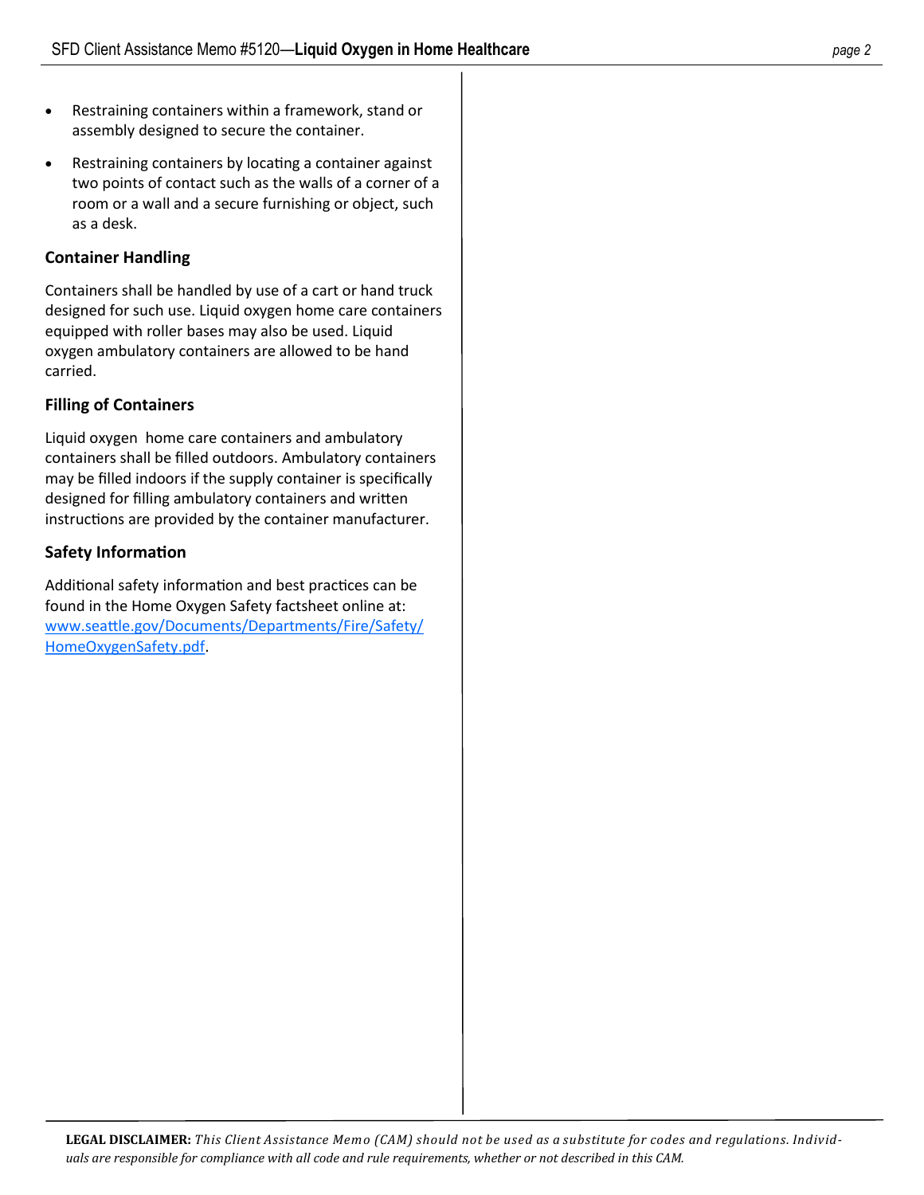- Restraining containers within a framework, stand or assembly designed to secure the container.
- Restraining containers by locating a container against two points of contact such as the walls of a corner of a room or a wall and a secure furnishing or object, such as a desk.

### Container Handling

Containers shall be handled by use of a cart or hand truck designed for such use. Liquid oxygen home care containers equipped with roller bases may also be used. Liquid oxygen ambulatory containers are allowed to be hand carried.

### Filling of Containers

Liquid oxygen home care containers and ambulatory containers shall be filled outdoors. Ambulatory containers may be filled indoors if the supply container is specifically designed for filling ambulatory containers and written instructions are provided by the container manufacturer.

### Safety Information

Additional safety information and best practices can be found in the Home Oxygen Safety factsheet online at: [www.seattle.gov/Documents/Departments/Fire/Safety/HomeOxygenSafety.pdf](http://www.seattle.gov/Documents/Departments/Fire/Safety/HomeOxygenSafety.pdf).

**LEGAL DISCLAIMER:** *This Client Assistance Memo (CAM) should not be used as a substitute for codes and regulations. Individuals are responsible for compliance with all code and rule requirements, whether or not described in this CAM.*